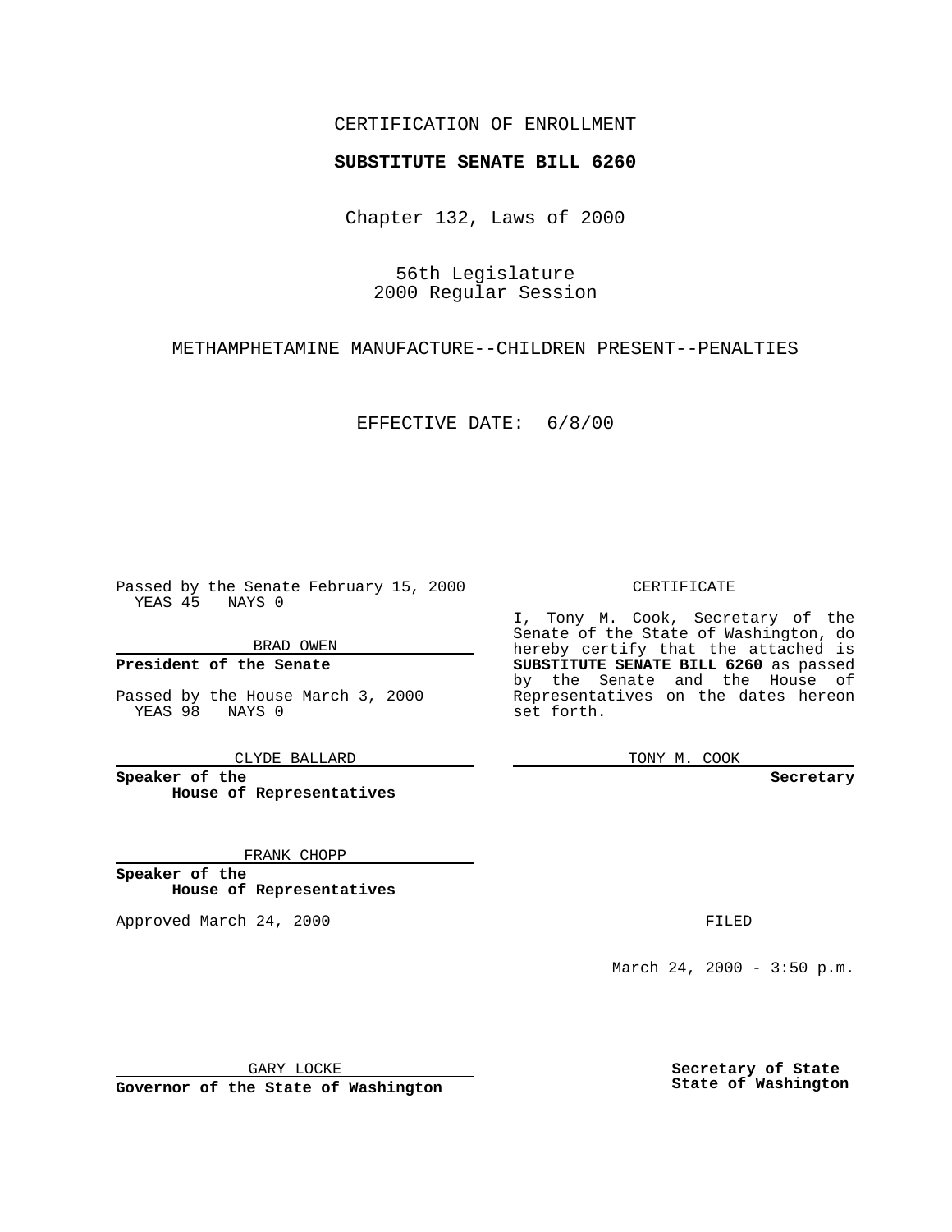CERTIFICATION OF ENROLLMENT

**SUBSTITUTE SENATE BILL 6260**

Chapter 132, Laws of 2000

56th Legislature
2000 Regular Session

METHAMPHETAMINE MANUFACTURE--CHILDREN PRESENT--PENALTIES

EFFECTIVE DATE: 6/8/00

Passed by the Senate February 15, 2000
YEAS 45 NAYS 0

BRAD OWEN

**President of the Senate**

Passed by the House March 3, 2000
YEAS 98 NAYS 0

CLYDE BALLARD

**Speaker of the House of Representatives**

FRANK CHOPP

**Speaker of the House of Representatives**

Approved March 24, 2000

GARY LOCKE

**Governor of the State of Washington**

CERTIFICATE

I, Tony M. Cook, Secretary of the Senate of the State of Washington, do hereby certify that the attached is **SUBSTITUTE SENATE BILL 6260** as passed by the Senate and the House of Representatives on the dates hereon set forth.

TONY M. COOK

**Secretary**

FILED

March 24, 2000 - 3:50 p.m.

**Secretary of State**
**State of Washington**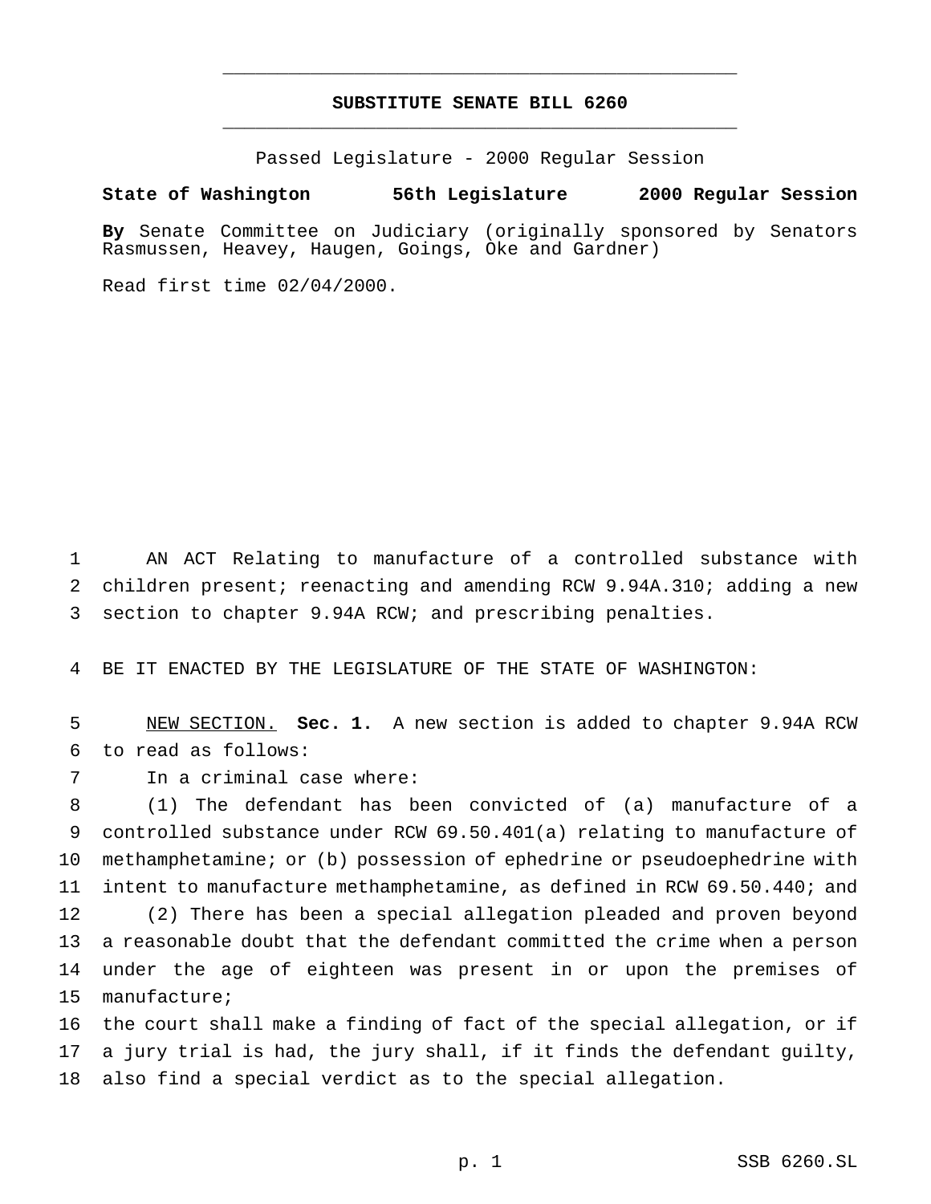# SUBSTITUTE SENATE BILL 6260

Passed Legislature - 2000 Regular Session

**State of Washington 56th Legislature 2000 Regular Session**

**By** Senate Committee on Judiciary (originally sponsored by Senators Rasmussen, Heavey, Haugen, Goings, Oke and Gardner)

Read first time 02/04/2000.

AN ACT Relating to manufacture of a controlled substance with children present; reenacting and amending RCW 9.94A.310; adding a new section to chapter 9.94A RCW; and prescribing penalties.

BE IT ENACTED BY THE LEGISLATURE OF THE STATE OF WASHINGTON:

NEW SECTION. **Sec. 1.** A new section is added to chapter 9.94A RCW to read as follows:

In a criminal case where:

(1) The defendant has been convicted of (a) manufacture of a controlled substance under RCW 69.50.401(a) relating to manufacture of methamphetamine; or (b) possession of ephedrine or pseudoephedrine with intent to manufacture methamphetamine, as defined in RCW 69.50.440; and

(2) There has been a special allegation pleaded and proven beyond a reasonable doubt that the defendant committed the crime when a person under the age of eighteen was present in or upon the premises of manufacture;

the court shall make a finding of fact of the special allegation, or if a jury trial is had, the jury shall, if it finds the defendant guilty, also find a special verdict as to the special allegation.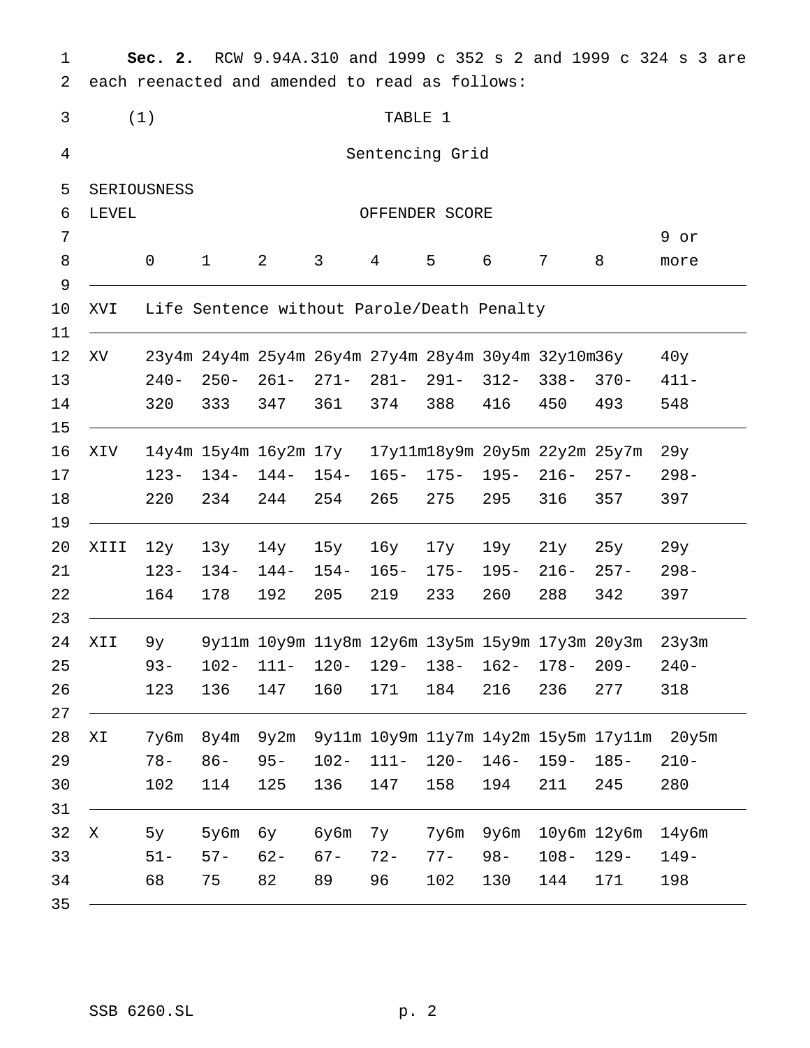**Sec. 2.** RCW 9.94A.310 and 1999 c 352 s 2 and 1999 c 324 s 3 are each reenacted and amended to read as follows:

(1) TABLE 1

Sentencing Grid

| SERIOUSNESS LEVEL | OFFENDER SCORE | | | | | | | | | |
|---|---|---|---|---|---|---|---|---|---|---|
| | 0 | 1 | 2 | 3 | 4 | 5 | 6 | 7 | 8 | 9 or more |
| XVI | Life Sentence without Parole/Death Penalty | | | | | | | | | |
| XV | 23y4m 240-320 | 24y4m 250-333 | 25y4m 261-347 | 26y4m 271-361 | 27y4m 281-374 | 28y4m 291-388 | 30y4m 312-416 | 32y10m 338-450 | 36y 370-493 | 40y 411-548 |
| XIV | 14y4m 123-220 | 15y4m 134-234 | 16y2m 144-244 | 17y 154-254 | 17y11m 165-265 | 18y9m 175-275 | 20y5m 195-295 | 22y2m 216-316 | 25y7m 257-357 | 29y 298-397 |
| XIII | 12y 123-164 | 13y 134-178 | 14y 144-192 | 15y 154-205 | 16y 165-219 | 17y 175-233 | 19y 195-260 | 21y 216-288 | 25y 257-342 | 29y 298-397 |
| XII | 9y 93-123 | 9y11m 102-136 | 10y9m 111-147 | 11y8m 120-160 | 12y6m 129-171 | 13y5m 138-184 | 15y9m 162-216 | 17y3m 178-236 | 20y3m 209-277 | 23y3m 240-318 |
| XI | 7y6m 78-102 | 8y4m 86-114 | 9y2m 95-125 | 9y11m 102-136 | 10y9m 111-147 | 11y7m 120-158 | 14y2m 146-194 | 15y5m 159-211 | 17y11m 185-245 | 20y5m 210-280 |
| X | 5y 51-68 | 5y6m 57-75 | 6y 62-82 | 6y6m 67-89 | 7y 72-96 | 7y6m 77-102 | 9y6m 98-130 | 10y6m 108-144 | 12y6m 129-171 | 14y6m 149-198 |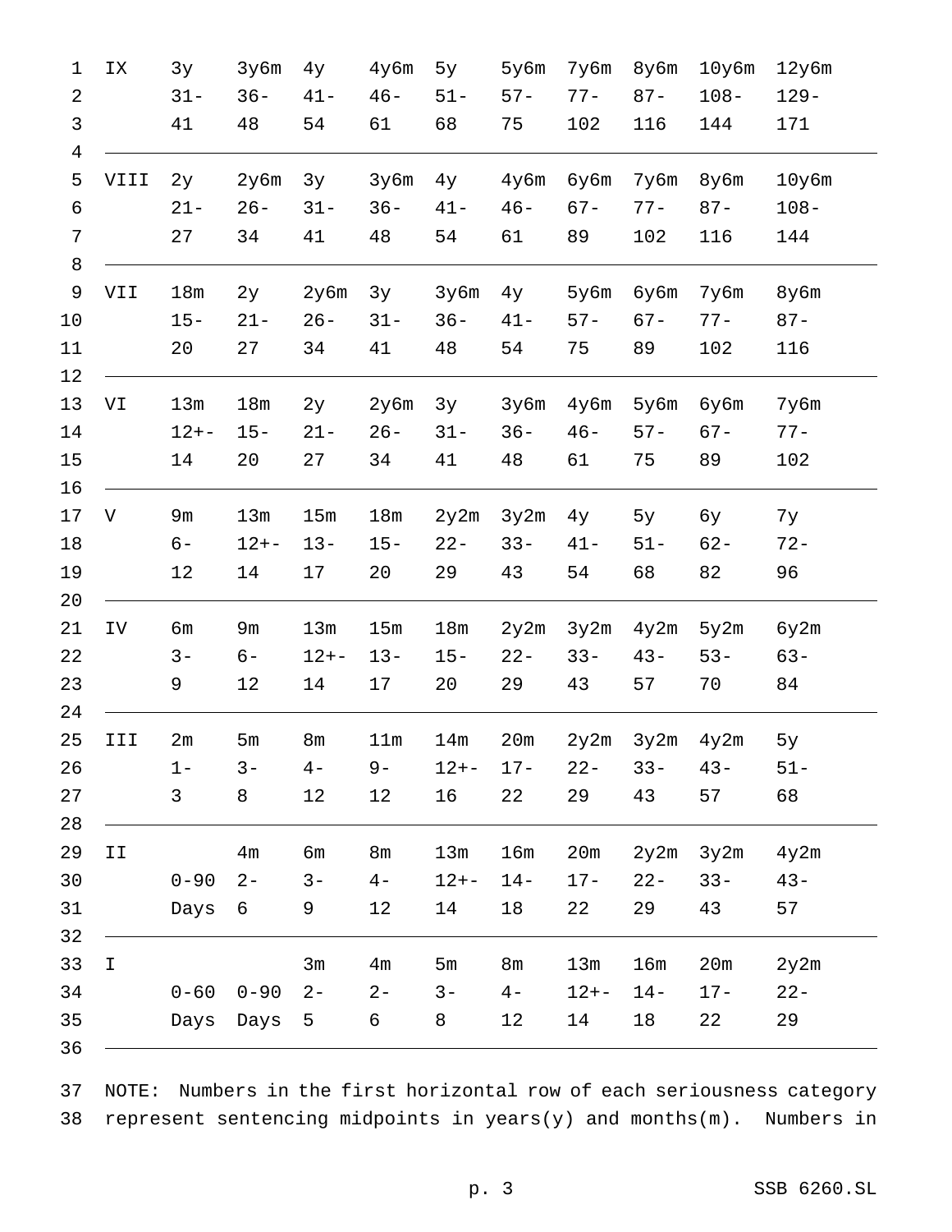| | | | | | | | | | | |
|---|---|---|---|---|---|---|---|---|---|---|
| IX | 3y | 3y6m | 4y | 4y6m | 5y | 5y6m | 7y6m | 8y6m | 10y6m | 12y6m |
| | 31-<br>41 | 36-<br>48 | 41-<br>54 | 46-<br>61 | 51-<br>68 | 57-<br>75 | 77-<br>102 | 87-<br>116 | 108-<br>144 | 129-<br>171 |
| VIII | 2y | 2y6m | 3y | 3y6m | 4y | 4y6m | 6y6m | 7y6m | 8y6m | 10y6m |
| | 21-<br>27 | 26-<br>34 | 31-<br>41 | 36-<br>48 | 41-<br>54 | 46-<br>61 | 67-<br>89 | 77-<br>102 | 87-<br>116 | 108-<br>144 |
| VII | 18m | 2y | 2y6m | 3y | 3y6m | 4y | 5y6m | 6y6m | 7y6m | 8y6m |
| | 15-<br>20 | 21-<br>27 | 26-<br>34 | 31-<br>41 | 36-<br>48 | 41-<br>54 | 57-<br>75 | 67-<br>89 | 77-<br>102 | 87-<br>116 |
| VI | 13m | 18m | 2y | 2y6m | 3y | 3y6m | 4y6m | 5y6m | 6y6m | 7y6m |
| | 12+-<br>14 | 15-<br>20 | 21-<br>27 | 26-<br>34 | 31-<br>41 | 36-<br>48 | 46-<br>61 | 57-<br>75 | 67-<br>89 | 77-<br>102 |
| V | 9m | 13m | 15m | 18m | 2y2m | 3y2m | 4y | 5y | 6y | 7y |
| | 6-<br>12 | 12+-<br>14 | 13-<br>17 | 15-<br>20 | 22-<br>29 | 33-<br>43 | 41-<br>54 | 51-<br>68 | 62-<br>82 | 72-<br>96 |
| IV | 6m | 9m | 13m | 15m | 18m | 2y2m | 3y2m | 4y2m | 5y2m | 6y2m |
| | 3-<br>9 | 6-<br>12 | 12+-<br>14 | 13-<br>17 | 15-<br>20 | 22-<br>29 | 33-<br>43 | 43-<br>57 | 53-<br>70 | 63-<br>84 |
| III | 2m | 5m | 8m | 11m | 14m | 20m | 2y2m | 3y2m | 4y2m | 5y |
| | 1-<br>3 | 3-<br>8 | 4-<br>12 | 9-<br>12 | 12+-<br>16 | 17-<br>22 | 22-<br>29 | 33-<br>43 | 43-<br>57 | 51-<br>68 |
| II | | 4m | 6m | 8m | 13m | 16m | 20m | 2y2m | 3y2m | 4y2m |
| | 0-90<br>Days | 2-<br>6 | 3-<br>9 | 4-<br>12 | 12+-<br>14 | 14-<br>18 | 17-<br>22 | 22-<br>29 | 33-<br>43 | 43-<br>57 |
| I | | | 3m | 4m | 5m | 8m | 13m | 16m | 20m | 2y2m |
| | 0-60<br>Days | 0-90<br>Days | 2-<br>5 | 2-<br>6 | 3-<br>8 | 4-<br>12 | 12+-<br>14 | 14-<br>18 | 17-<br>22 | 22-<br>29 |

NOTE: Numbers in the first horizontal row of each seriousness category represent sentencing midpoints in years(y) and months(m). Numbers in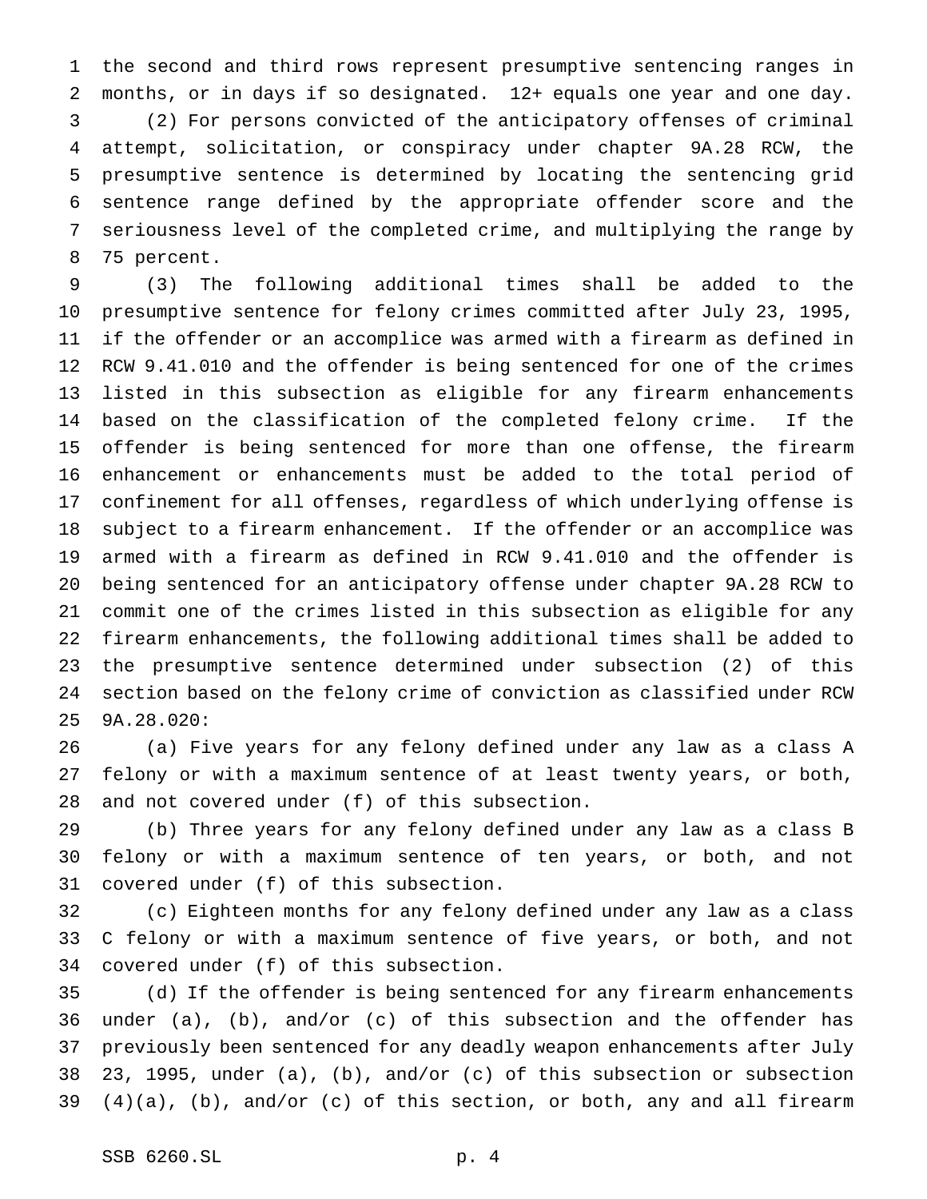the second and third rows represent presumptive sentencing ranges in months, or in days if so designated. 12+ equals one year and one day.

(2) For persons convicted of the anticipatory offenses of criminal attempt, solicitation, or conspiracy under chapter 9A.28 RCW, the presumptive sentence is determined by locating the sentencing grid sentence range defined by the appropriate offender score and the seriousness level of the completed crime, and multiplying the range by 75 percent.

(3) The following additional times shall be added to the presumptive sentence for felony crimes committed after July 23, 1995, if the offender or an accomplice was armed with a firearm as defined in RCW 9.41.010 and the offender is being sentenced for one of the crimes listed in this subsection as eligible for any firearm enhancements based on the classification of the completed felony crime. If the offender is being sentenced for more than one offense, the firearm enhancement or enhancements must be added to the total period of confinement for all offenses, regardless of which underlying offense is subject to a firearm enhancement. If the offender or an accomplice was armed with a firearm as defined in RCW 9.41.010 and the offender is being sentenced for an anticipatory offense under chapter 9A.28 RCW to commit one of the crimes listed in this subsection as eligible for any firearm enhancements, the following additional times shall be added to the presumptive sentence determined under subsection (2) of this section based on the felony crime of conviction as classified under RCW 9A.28.020:

(a) Five years for any felony defined under any law as a class A felony or with a maximum sentence of at least twenty years, or both, and not covered under (f) of this subsection.

(b) Three years for any felony defined under any law as a class B felony or with a maximum sentence of ten years, or both, and not covered under (f) of this subsection.

(c) Eighteen months for any felony defined under any law as a class C felony or with a maximum sentence of five years, or both, and not covered under (f) of this subsection.

(d) If the offender is being sentenced for any firearm enhancements under (a), (b), and/or (c) of this subsection and the offender has previously been sentenced for any deadly weapon enhancements after July 23, 1995, under (a), (b), and/or (c) of this subsection or subsection (4)(a), (b), and/or (c) of this section, or both, any and all firearm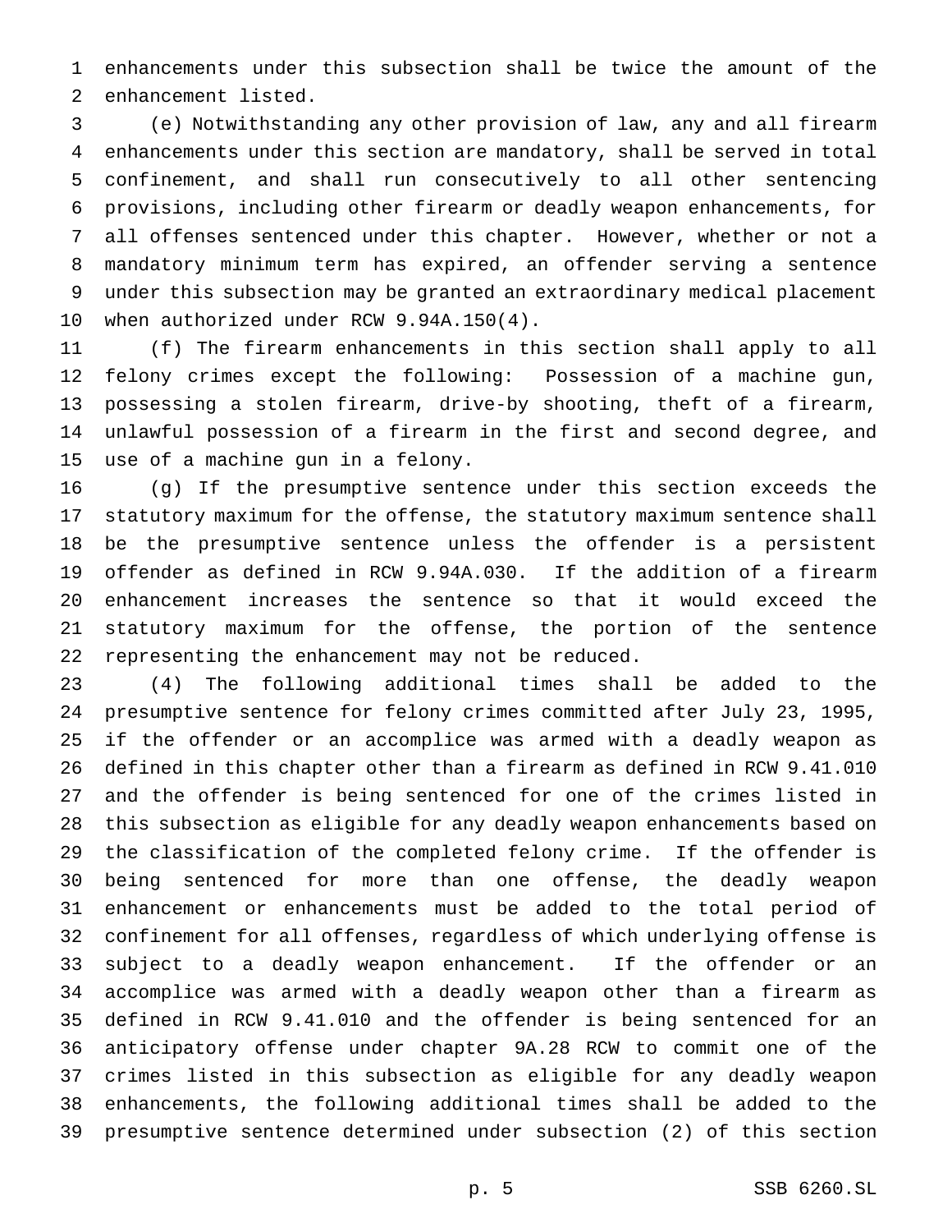enhancements under this subsection shall be twice the amount of the enhancement listed.

(e) Notwithstanding any other provision of law, any and all firearm enhancements under this section are mandatory, shall be served in total confinement, and shall run consecutively to all other sentencing provisions, including other firearm or deadly weapon enhancements, for all offenses sentenced under this chapter. However, whether or not a mandatory minimum term has expired, an offender serving a sentence under this subsection may be granted an extraordinary medical placement when authorized under RCW 9.94A.150(4).

(f) The firearm enhancements in this section shall apply to all felony crimes except the following: Possession of a machine gun, possessing a stolen firearm, drive-by shooting, theft of a firearm, unlawful possession of a firearm in the first and second degree, and use of a machine gun in a felony.

(g) If the presumptive sentence under this section exceeds the statutory maximum for the offense, the statutory maximum sentence shall be the presumptive sentence unless the offender is a persistent offender as defined in RCW 9.94A.030. If the addition of a firearm enhancement increases the sentence so that it would exceed the statutory maximum for the offense, the portion of the sentence representing the enhancement may not be reduced.

(4) The following additional times shall be added to the presumptive sentence for felony crimes committed after July 23, 1995, if the offender or an accomplice was armed with a deadly weapon as defined in this chapter other than a firearm as defined in RCW 9.41.010 and the offender is being sentenced for one of the crimes listed in this subsection as eligible for any deadly weapon enhancements based on the classification of the completed felony crime. If the offender is being sentenced for more than one offense, the deadly weapon enhancement or enhancements must be added to the total period of confinement for all offenses, regardless of which underlying offense is subject to a deadly weapon enhancement. If the offender or an accomplice was armed with a deadly weapon other than a firearm as defined in RCW 9.41.010 and the offender is being sentenced for an anticipatory offense under chapter 9A.28 RCW to commit one of the crimes listed in this subsection as eligible for any deadly weapon enhancements, the following additional times shall be added to the presumptive sentence determined under subsection (2) of this section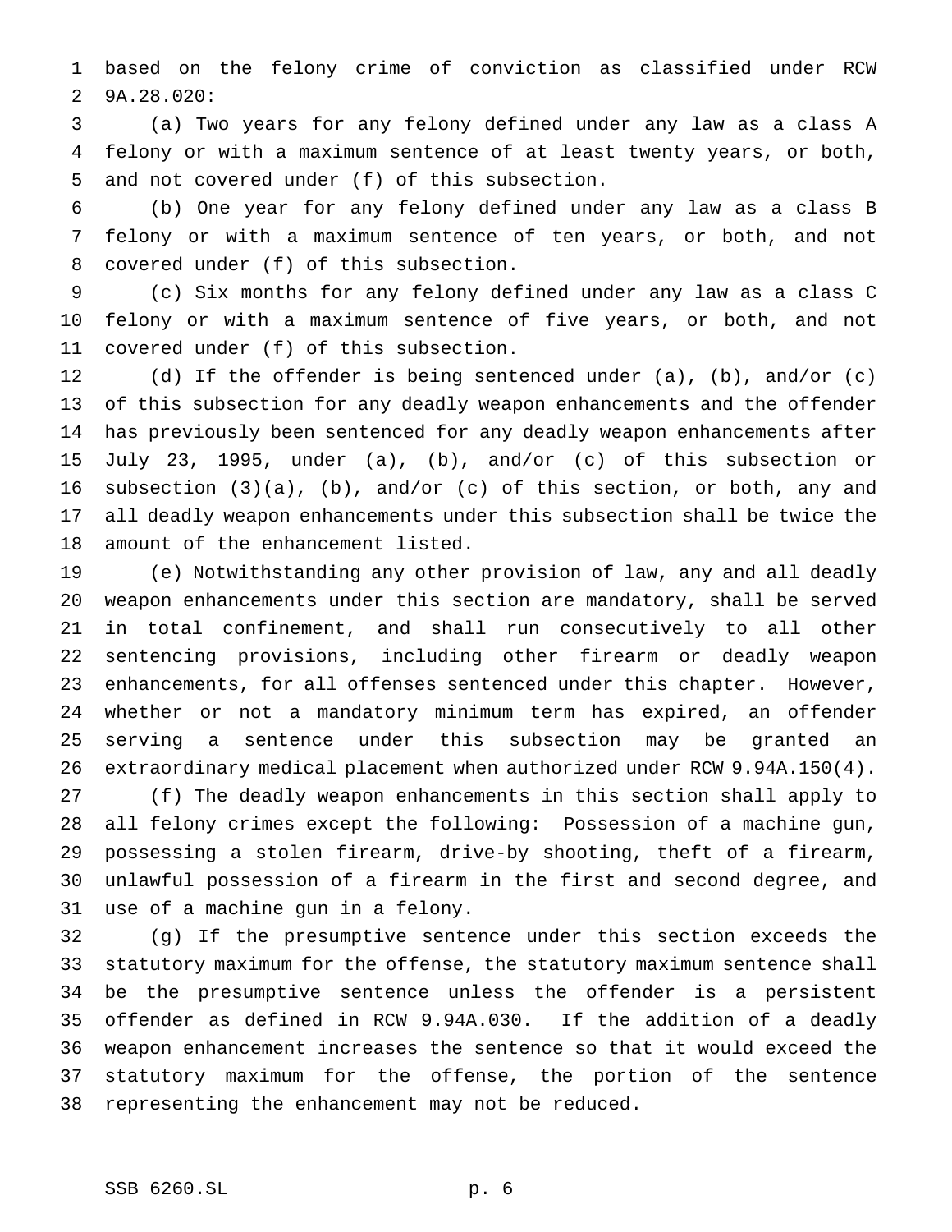based on the felony crime of conviction as classified under RCW 9A.28.020:

(a) Two years for any felony defined under any law as a class A felony or with a maximum sentence of at least twenty years, or both, and not covered under (f) of this subsection.

(b) One year for any felony defined under any law as a class B felony or with a maximum sentence of ten years, or both, and not covered under (f) of this subsection.

(c) Six months for any felony defined under any law as a class C felony or with a maximum sentence of five years, or both, and not covered under (f) of this subsection.

(d) If the offender is being sentenced under (a), (b), and/or (c) of this subsection for any deadly weapon enhancements and the offender has previously been sentenced for any deadly weapon enhancements after July 23, 1995, under (a), (b), and/or (c) of this subsection or subsection (3)(a), (b), and/or (c) of this section, or both, any and all deadly weapon enhancements under this subsection shall be twice the amount of the enhancement listed.

(e) Notwithstanding any other provision of law, any and all deadly weapon enhancements under this section are mandatory, shall be served in total confinement, and shall run consecutively to all other sentencing provisions, including other firearm or deadly weapon enhancements, for all offenses sentenced under this chapter. However, whether or not a mandatory minimum term has expired, an offender serving a sentence under this subsection may be granted an extraordinary medical placement when authorized under RCW 9.94A.150(4).

(f) The deadly weapon enhancements in this section shall apply to all felony crimes except the following: Possession of a machine gun, possessing a stolen firearm, drive-by shooting, theft of a firearm, unlawful possession of a firearm in the first and second degree, and use of a machine gun in a felony.

(g) If the presumptive sentence under this section exceeds the statutory maximum for the offense, the statutory maximum sentence shall be the presumptive sentence unless the offender is a persistent offender as defined in RCW 9.94A.030. If the addition of a deadly weapon enhancement increases the sentence so that it would exceed the statutory maximum for the offense, the portion of the sentence representing the enhancement may not be reduced.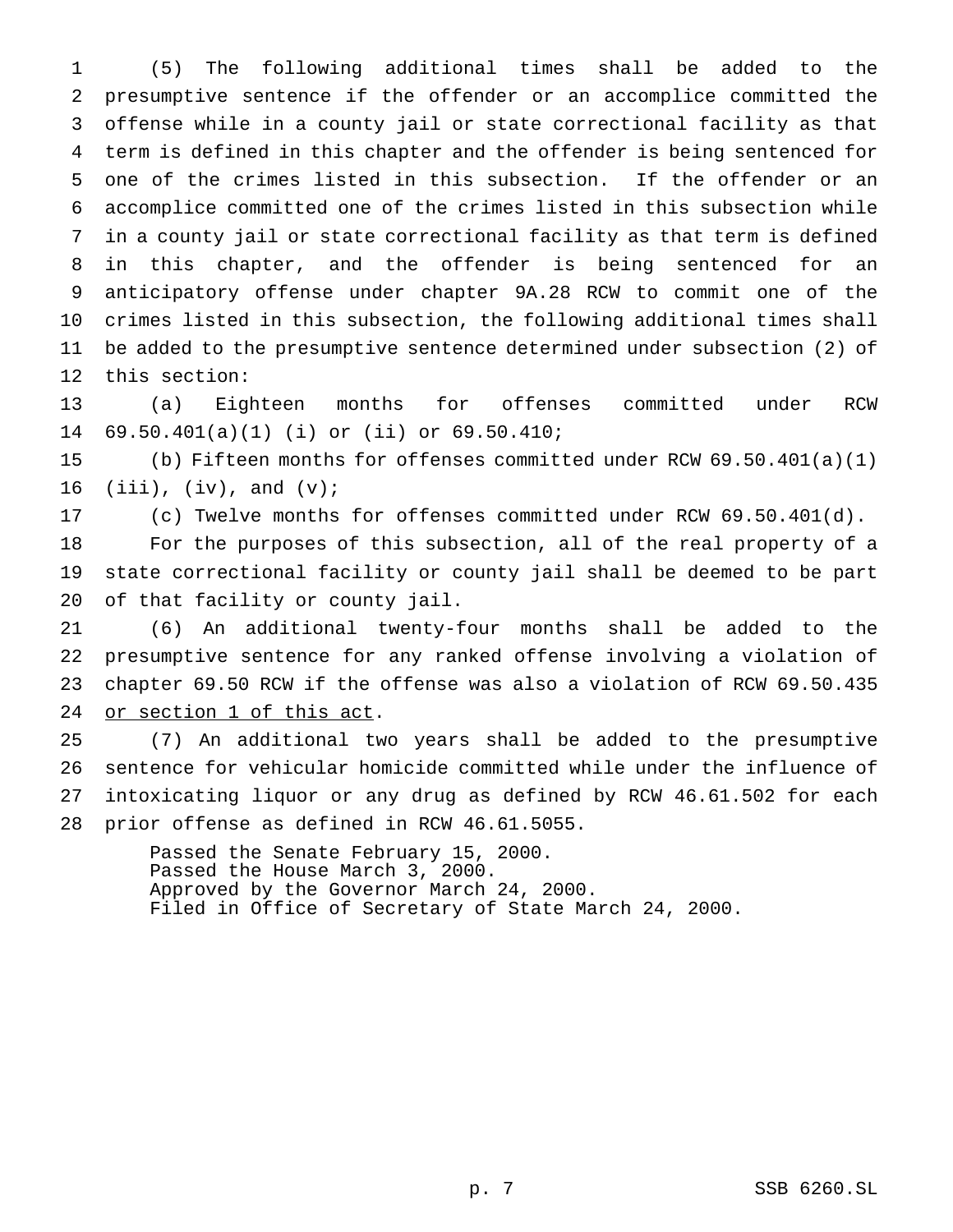(5) The following additional times shall be added to the presumptive sentence if the offender or an accomplice committed the offense while in a county jail or state correctional facility as that term is defined in this chapter and the offender is being sentenced for one of the crimes listed in this subsection. If the offender or an accomplice committed one of the crimes listed in this subsection while in a county jail or state correctional facility as that term is defined in this chapter, and the offender is being sentenced for an anticipatory offense under chapter 9A.28 RCW to commit one of the crimes listed in this subsection, the following additional times shall be added to the presumptive sentence determined under subsection (2) of this section:

(a) Eighteen months for offenses committed under RCW 69.50.401(a)(1) (i) or (ii) or 69.50.410;

(b) Fifteen months for offenses committed under RCW 69.50.401(a)(1) (iii), (iv), and (v);

(c) Twelve months for offenses committed under RCW 69.50.401(d).

For the purposes of this subsection, all of the real property of a state correctional facility or county jail shall be deemed to be part of that facility or county jail.

(6) An additional twenty-four months shall be added to the presumptive sentence for any ranked offense involving a violation of chapter 69.50 RCW if the offense was also a violation of RCW 69.50.435 <u>or section 1 of this act</u>.

(7) An additional two years shall be added to the presumptive sentence for vehicular homicide committed while under the influence of intoxicating liquor or any drug as defined by RCW 46.61.502 for each prior offense as defined in RCW 46.61.5055.

Passed the Senate February 15, 2000.
Passed the House March 3, 2000.
Approved by the Governor March 24, 2000.
Filed in Office of Secretary of State March 24, 2000.